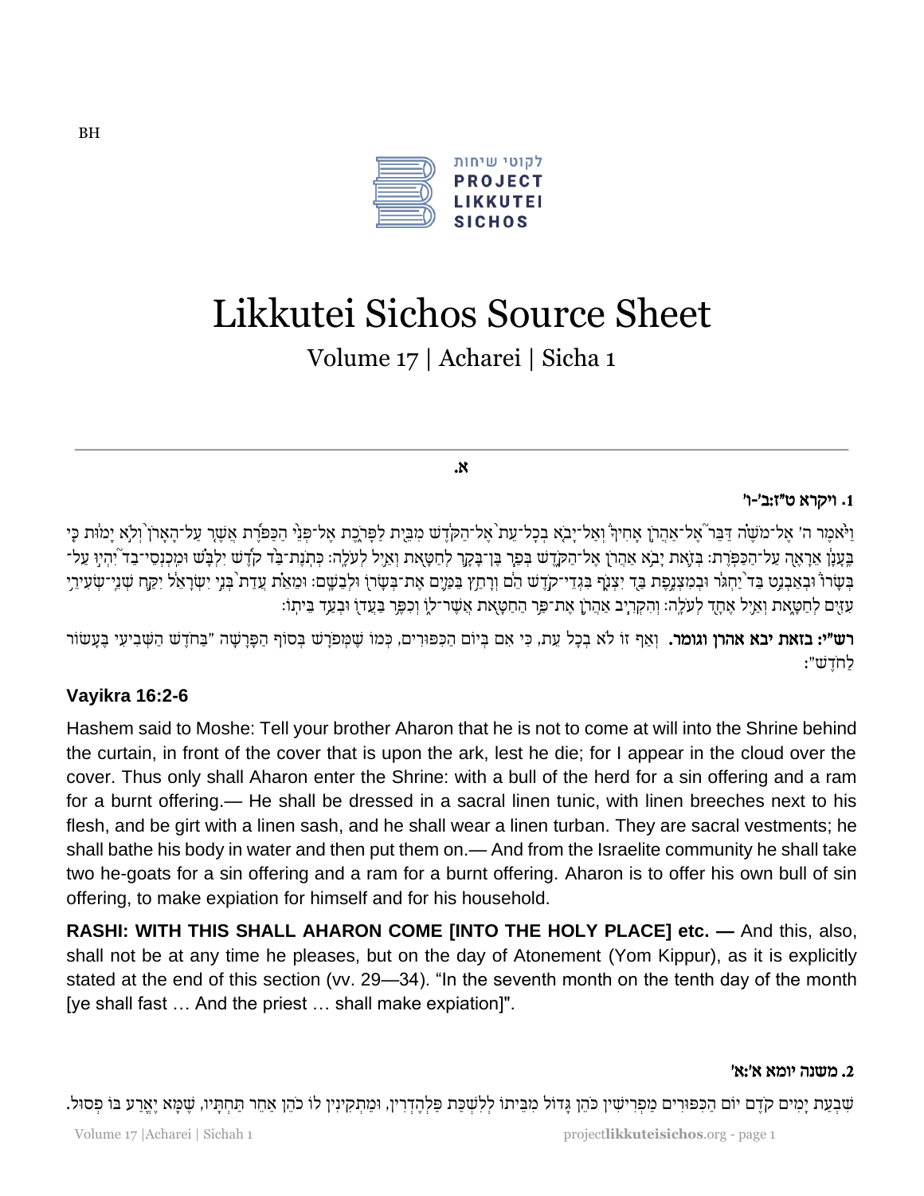BH

לקוטי שיחות
PROJECT LIKKUTEI SICHOS

# Likkutei Sichos Source Sheet

## Volume 17 | Acharei | Sicha 1

---

**א.**

### 1. ויקרא ט"ז:ב'-ו'

וַיֹּאמֶר ה' אֶל־מֹשֶׁה דַּבֵּר אֶל־אַהֲרֹן אָחִיךָ וְאַל־יָבֹא בְכָל־עֵת אֶל־הַקֹּדֶשׁ מִבֵּית לַפָּרֹכֶת אֶל־פְּנֵי הַכַּפֹּרֶת אֲשֶׁר עַל־הָאָרֹן וְלֹא יָמוּת כִּי בֶּעָנָן אֵרָאֶה עַל־הַכַּפֹּרֶת: בְּזֹאת יָבֹא אַהֲרֹן אֶל־הַקֹּדֶשׁ בְּפַר בֶּן־בָּקָר לְחַטָּאת וְאַיִל לְעֹלָה: כְּתֹנֶת־בַּד קֹדֶשׁ יִלְבָּשׁ וּמִכְנְסֵי־בַד יִהְיוּ עַל־בְּשָׂרוֹ וּבְאַבְנֵט בַּד יַחְגֹּר וּבְמִצְנֶפֶת בַּד יִצְנֹף בִּגְדֵי־קֹדֶשׁ הֵם וְרָחַץ בַּמַּיִם אֶת־בְּשָׂרוֹ וּלְבֵשָׁם: וּמֵאֵת עֲדַת בְּנֵי יִשְׂרָאֵל יִקַּח שְׁנֵי־שְׂעִירֵי עִזִּים לְחַטָּאת וְאַיִל אֶחָד לְעֹלָה: וְהִקְרִיב אַהֲרֹן אֶת־פַּר הַחַטָּאת אֲשֶׁר־לוֹ וְכִפֶּר בַּעֲדוֹ וּבְעַד בֵּיתוֹ:

**רש"י: בזאת יבא אהרן וגומר.** וְאַף זוֹ לֹא בְּכָל עֵת, כִּי אִם בְּיוֹם הַכִּפּוּרִים, כְּמוֹ שֶׁמְּפֹרָשׁ בְּסוֹף הַפָּרָשָׁה "בַּחֹדֶשׁ הַשְּׁבִיעִי בֶּעָשׂוֹר לַחֹדֶשׁ":

### Vayikra 16:2-6

Hashem said to Moshe: Tell your brother Aharon that he is not to come at will into the Shrine behind the curtain, in front of the cover that is upon the ark, lest he die; for I appear in the cloud over the cover. Thus only shall Aharon enter the Shrine: with a bull of the herd for a sin offering and a ram for a burnt offering.— He shall be dressed in a sacral linen tunic, with linen breeches next to his flesh, and be girt with a linen sash, and he shall wear a linen turban. They are sacral vestments; he shall bathe his body in water and then put them on.— And from the Israelite community he shall take two he-goats for a sin offering and a ram for a burnt offering. Aharon is to offer his own bull of sin offering, to make expiation for himself and for his household.

**RASHI: WITH THIS SHALL AHARON COME [INTO THE HOLY PLACE] etc. —** And this, also, shall not be at any time he pleases, but on the day of Atonement (Yom Kippur), as it is explicitly stated at the end of this section (vv. 29—34). "In the seventh month on the tenth day of the month [ye shall fast … And the priest … shall make expiation]".

### 2. משנה יומא א':א'

שִׁבְעַת יָמִים קֹדֶם יוֹם הַכִּפּוּרִים מַפְרִישִׁין כֹּהֵן גָּדוֹל מִבֵּיתוֹ לְלִשְׁכַּת פַּלְהֶדְרִין, וּמַתְקִינִין לוֹ כֹּהֵן אַחֵר תַּחְתָּיו, שֶׁמָּא יֶאֱרַע בּוֹ פְּסוּל.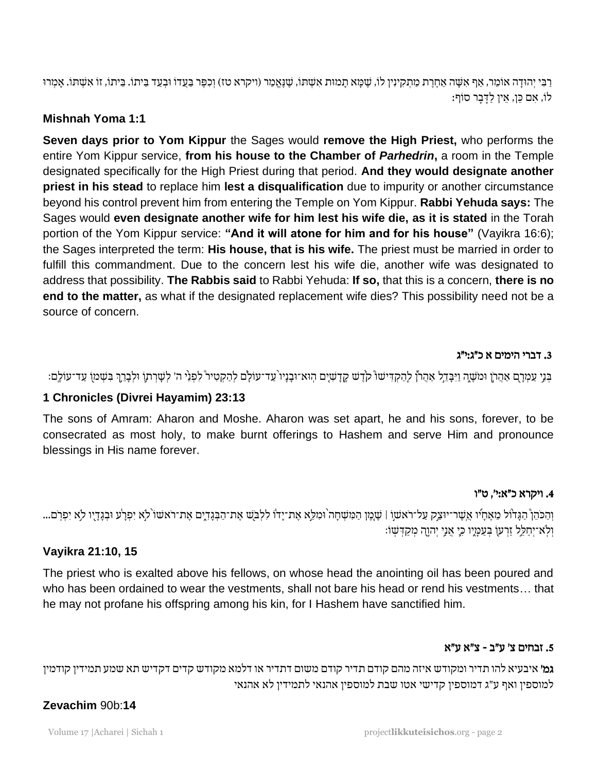רַבִּי יְהוּדָה אוֹמֵר, אַף אִשָּׁה אַחֶרֶת מַתְקִינִין לוֹ, שֶׁמָּא תָמוּת אִשְׁתּוֹ, שֶׁנֶּאֱמַר (ויקרא טז) וְכִפֶּר בַּעֲדוֹ וּבְעַד בֵּיתוֹ. בֵּיתוֹ, זוֹ אִשְׁתּוֹ. אָמְרוּ לוֹ, אִם כֵּן, אֵין לַדָּבָר סוֹף:

**Mishnah Yoma 1:1**

**Seven days prior to Yom Kippur** the Sages would **remove the High Priest,** who performs the entire Yom Kippur service, **from his house to the Chamber of *Parhedrin*,** a room in the Temple designated specifically for the High Priest during that period. **And they would designate another priest in his stead** to replace him **lest a disqualification** due to impurity or another circumstance beyond his control prevent him from entering the Temple on Yom Kippur. **Rabbi Yehuda says:** The Sages would **even designate another wife for him lest his wife die, as it is stated** in the Torah portion of the Yom Kippur service: **"And it will atone for him and for his house"** (Vayikra 16:6); the Sages interpreted the term: **His house, that is his wife.** The priest must be married in order to fulfill this commandment. Due to the concern lest his wife die, another wife was designated to address that possibility. **The Rabbis said** to Rabbi Yehuda: **If so,** that this is a concern, **there is no end to the matter,** as what if the designated replacement wife dies? This possibility need not be a source of concern.

### 3. דברי הימים א כ"ג:י"ג

בְּנֵי עַמְרָם אַהֲרֹן וּמֹשֶׁה וַיִּבָּדֵל אַהֲרֹן לְהַקְדִּישׁוֹ קֹדֶשׁ קָדָשִׁים הוּא־וּבָנָיו עַד־עוֹלָם לְהַקְטִיר לִפְנֵי ה' לְשָׁרְתוֹ וּלְבָרֵךְ בִּשְׁמוֹ עַד־עוֹלָם׃

**1 Chronicles (Divrei Hayamim) 23:13**

The sons of Amram: Aharon and Moshe. Aharon was set apart, he and his sons, forever, to be consecrated as most holy, to make burnt offerings to Hashem and serve Him and pronounce blessings in His name forever.

### 4. ויקרא כ"א:י', ט"ו

וְהַכֹּהֵן הַגָּדוֹל מֵאֶחָיו אֲשֶׁר־יוּצַק עַל־רֹאשׁוֹ ׀ שֶׁמֶן הַמִּשְׁחָה וּמִלֵּא אֶת־יָדוֹ לִלְבֹּשׁ אֶת־הַבְּגָדִים אֶת־רֹאשׁוֹ לֹא יִפְרָע וּבְגָדָיו לֹא יִפְרֹם... וְלֹא־יְחַלֵּל זַרְעוֹ בְּעַמָּיו כִּי אֲנִי יְהוָה מְקַדְּשׁוֹ׃

**Vayikra 21:10, 15**

The priest who is exalted above his fellows, on whose head the anointing oil has been poured and who has been ordained to wear the vestments, shall not bare his head or rend his vestments… that he may not profane his offspring among his kin, for I Hashem have sanctified him.

### 5. זבחים צ' ע"ב - צ"א ע"א

**גמ'** איבעיא להו תדיר ומקודש איזה מהם קודם תדיר קודם משום דתדיר או דלמא מקודש קדים דקדיש תא שמע תמידין קודמין למוספין ואף ע"ג דמוספין קדישי אטו שבת למוספין אהנאי לתמידין לא אהנאי

**Zevachim** 90b:**14**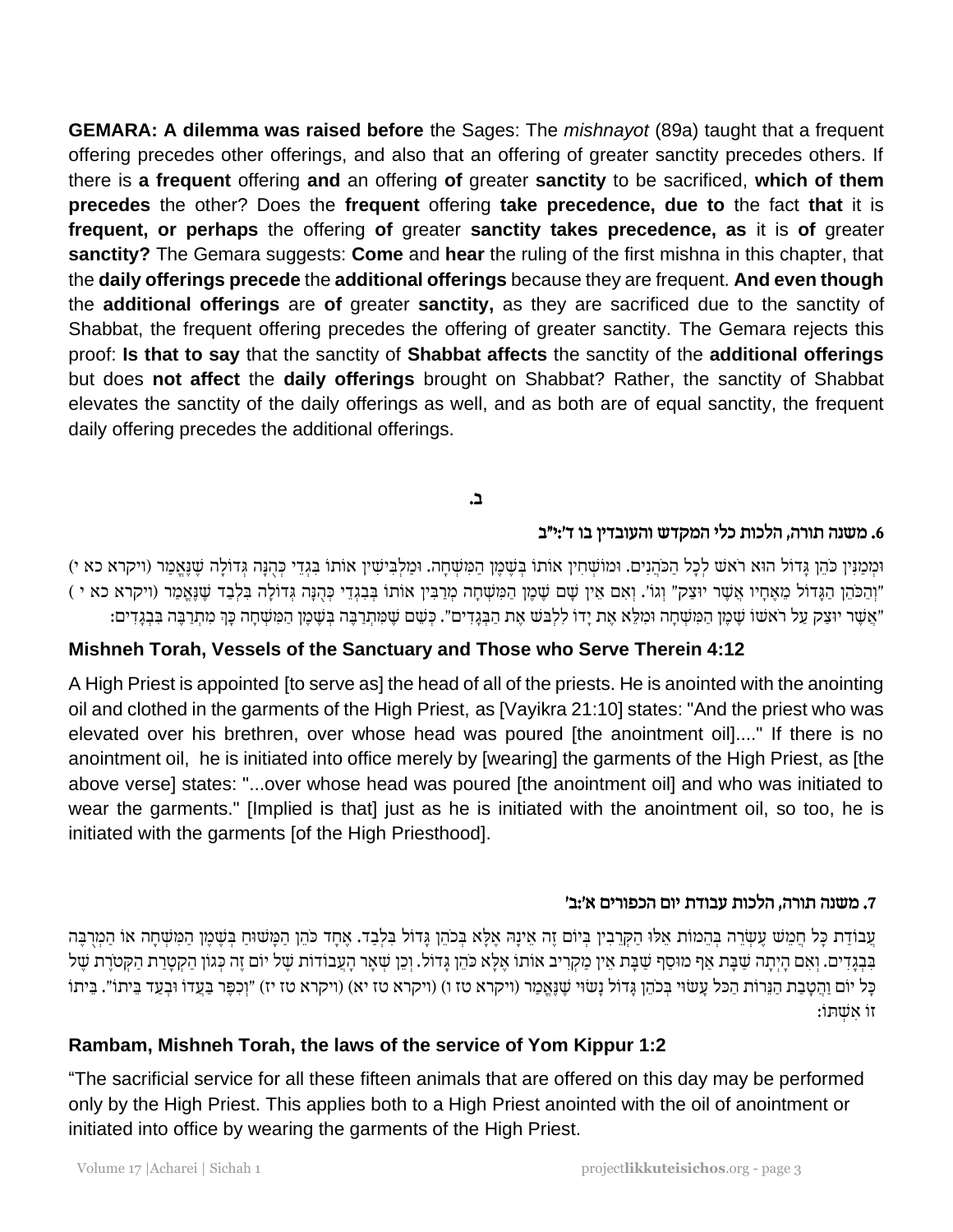**GEMARA: A dilemma was raised before** the Sages: The *mishnayot* (89a) taught that a frequent offering precedes other offerings, and also that an offering of greater sanctity precedes others. If there is **a frequent** offering **and** an offering **of** greater **sanctity** to be sacrificed, **which of them precedes** the other? Does the **frequent** offering **take precedence, due to** the fact **that** it is **frequent, or perhaps** the offering **of** greater **sanctity takes precedence, as** it is **of** greater **sanctity?** The Gemara suggests: **Come** and **hear** the ruling of the first mishna in this chapter, that the **daily offerings precede** the **additional offerings** because they are frequent. **And even though** the **additional offerings** are **of** greater **sanctity,** as they are sacrificed due to the sanctity of Shabbat, the frequent offering precedes the offering of greater sanctity. The Gemara rejects this proof: **Is that to say** that the sanctity of **Shabbat affects** the sanctity of the **additional offerings** but does **not affect** the **daily offerings** brought on Shabbat? Rather, the sanctity of Shabbat elevates the sanctity of the daily offerings as well, and as both are of equal sanctity, the frequent daily offering precedes the additional offerings.

**ב.**

### 6. משנה תורה, הלכות כלי המקדש והעובדין בו ד':י"ב

וּמְמַנִּין כֹּהֵן גָּדוֹל הוּא רֹאשׁ לְכָל הַכֹּהֲנִים. וּמוֹשְׁחִין אוֹתוֹ בְּשֶׁמֶן הַמִּשְׁחָה. וּמַלְבִּישִׁין אוֹתוֹ בִּגְדֵי כְּהֻנָּה גְּדוֹלָה שֶׁנֶּאֱמַר (ויקרא כא י) "וְהַכֹּהֵן הַגָּדוֹל מֵאֶחָיו אֲשֶׁר יוּצַק" וְגוֹ'. וְאִם אֵין שָׁם שֶׁמֶן הַמִּשְׁחָה מְרַבִּין אוֹתוֹ בְּבִגְדֵי כְּהֻנָּה גְּדוֹלָה בִּלְבַד שֶׁנֶּאֱמַר (ויקרא כא י) "אֲשֶׁר יוּצַק עַל רֹאשׁוֹ שֶׁמֶן הַמִּשְׁחָה וּמִלֵּא אֶת יָדוֹ לִלְבֹּשׁ אֶת הַבְּגָדִים". כְּשֵׁם שֶׁמִּתְרַבֶּה בְּשֶׁמֶן הַמִּשְׁחָה כָּךְ מִתְרַבֶּה בִּבְגָדִים:

### Mishneh Torah, Vessels of the Sanctuary and Those who Serve Therein 4:12

A High Priest is appointed [to serve as] the head of all of the priests. He is anointed with the anointing oil and clothed in the garments of the High Priest, as [Vayikra 21:10] states: "And the priest who was elevated over his brethren, over whose head was poured [the anointment oil]...." If there is no anointment oil, he is initiated into office merely by [wearing] the garments of the High Priest, as [the above verse] states: "...over whose head was poured [the anointment oil] and who was initiated to wear the garments." [Implied is that] just as he is initiated with the anointment oil, so too, he is initiated with the garments [of the High Priesthood].

### 7. משנה תורה, הלכות עבודת יום הכפורים א':ב'

עֲבוֹדַת כָּל חֲמֵשׁ עֶשְׂרֵה בְּהֵמוֹת אֵלּוּ הַקְּרֵבִין בְּיוֹם זֶה אֵינָהּ אֶלָּא בְּכֹהֵן גָּדוֹל בִּלְבַד. אֶחָד כֹּהֵן הַמָּשׁוּחַ בְּשֶׁמֶן הַמִּשְׁחָה אוֹ הַמְרֻבֶּה בִּבְגָדִים. וְאִם הָיְתָה שַׁבָּת אַף מוּסַף שַׁבָּת אֵין מַקְרִיב אוֹתוֹ אֶלָּא כֹּהֵן גָּדוֹל. וְכֵן שְׁאָר הָעֲבוֹדוֹת שֶׁל יוֹם זֶה כְּגוֹן הַקְטָרַת הַקְּטֹרֶת שֶׁל כָּל יוֹם וַהֲטָבַת הַנֵּרוֹת הַכֹּל עָשׂוּי בְּכֹהֵן גָּדוֹל נָשׂוּי שֶׁנֶּאֱמַר (ויקרא טז ו) (ויקרא טז יא) (ויקרא טז יז) "וְכִפֶּר בַּעֲדוֹ וּבְעַד בֵּיתוֹ". בֵּיתוֹ זוֹ אִשְׁתּוֹ:

### Rambam, Mishneh Torah, the laws of the service of Yom Kippur 1:2

"The sacrificial service for all these fifteen animals that are offered on this day may be performed only by the High Priest. This applies both to a High Priest anointed with the oil of anointment or initiated into office by wearing the garments of the High Priest.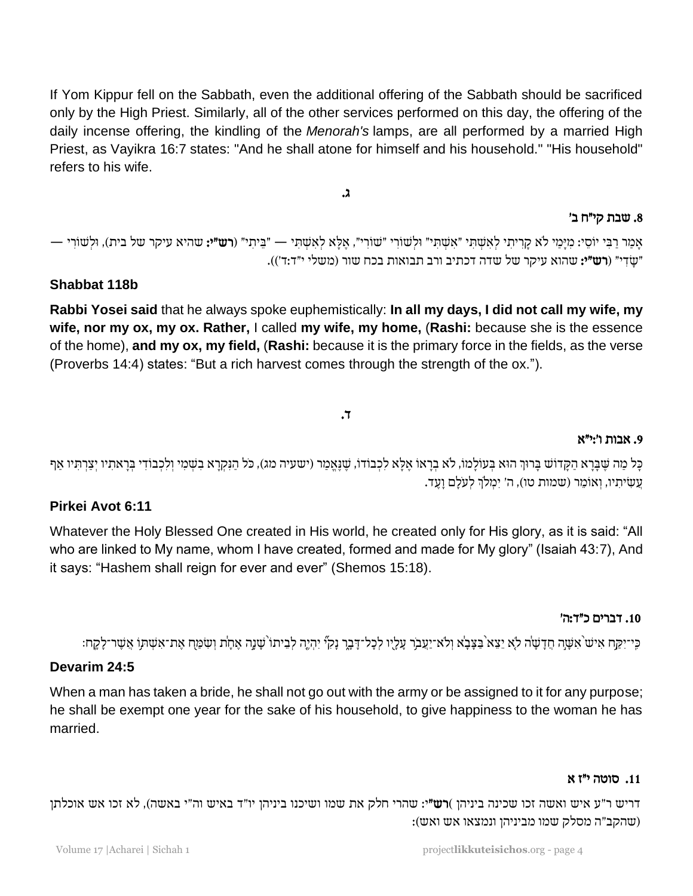If Yom Kippur fell on the Sabbath, even the additional offering of the Sabbath should be sacrificed only by the High Priest. Similarly, all of the other services performed on this day, the offering of the daily incense offering, the kindling of the *Menorah's* lamps, are all performed by a married High Priest, as Vayikra 16:7 states: "And he shall atone for himself and his household." "His household" refers to his wife.

ג.

### 8. שבת קי"ח ב'

אָמַר רַבִּי יוֹסֵי: מִיָּמַי לֹא קָרִיתִי לְאִשְׁתִּי "אִשְׁתִּי" וּלְשׁוֹרִי "שׁוֹרִי", אֶלָּא לְאִשְׁתִּי — "בֵּיתִי" (**רש"י:** שהיא עיקר של בית), וּלְשׁוֹרִי — "שָׂדִי" (**רש"י:** שהוא עיקר של שדה דכתיב ורב תבואות בכח שור (משלי י"ד:ד')).

### Shabbat 118b

**Rabbi Yosei said** that he always spoke euphemistically: **In all my days, I did not call my wife, my wife, nor my ox, my ox. Rather,** I called **my wife, my home,** (**Rashi:** because she is the essence of the home), **and my ox, my field,** (**Rashi:** because it is the primary force in the fields, as the verse (Proverbs 14:4) states: "But a rich harvest comes through the strength of the ox.").

ד.

### 9. אבות ו':י"א

כָּל מַה שֶּׁבָּרָא הַקָּדוֹשׁ בָּרוּךְ הוּא בְּעוֹלָמוֹ, לֹא בְרָאוֹ אֶלָּא לִכְבוֹדוֹ, שֶׁנֶּאֱמַר (ישעיה מג), כֹּל הַנִּקְרָא בִשְׁמִי וְלִכְבוֹדִי בְּרָאתִיו יְצַרְתִּיו אַף עֲשִׂיתִיו, וְאוֹמֵר (שמות טו), ה' יִמְלֹךְ לְעֹלָם וָעֶד.

### Pirkei Avot 6:11

Whatever the Holy Blessed One created in His world, he created only for His glory, as it is said: "All who are linked to My name, whom I have created, formed and made for My glory" (Isaiah 43:7), And it says: "Hashem shall reign for ever and ever" (Shemos 15:18).

### 10. דברים כ"ד:ה'

כִּֽי־יִקַּ֥ח אִישׁ֙ אִשָּׁ֣ה חֲדָשָׁ֔ה לֹ֤א יֵצֵא֙ בַּצָּבָ֔א וְלֹא־יַעֲבֹ֥ר עָלָ֖יו לְכָל־דָּבָ֑ר נָקִ֞י יִהְיֶ֤ה לְבֵיתוֹ֙ שָׁנָ֣ה אֶחָ֔ת וְשִׂמַּ֖ח אֶת־אִשְׁתּ֥וֹ אֲשֶׁר־לָקָֽח׃

### Devarim 24:5

When a man has taken a bride, he shall not go out with the army or be assigned to it for any purpose; he shall be exempt one year for the sake of his household, to give happiness to the woman he has married.

### 11. סוטה י"ז א

דריש ר"ע איש ואשה זכו שכינה ביניהן (**רש"י:** שהרי חלק את שמו ושיכנו ביניהן יו"ד באיש וה"י באשה), לא זכו אש אוכלתן (שהקב"ה מסלק שמו מביניהן ונמצאו אש ואש):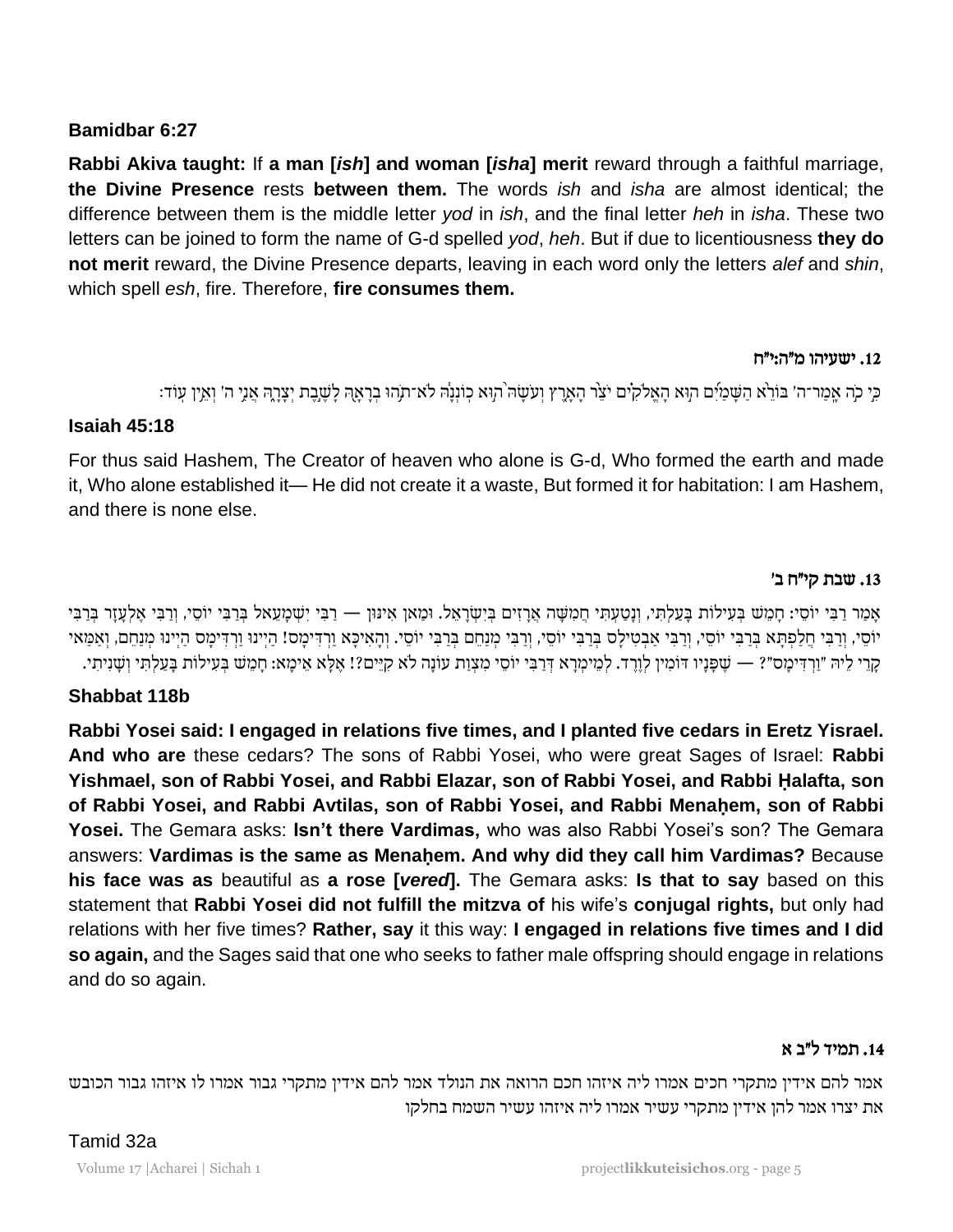**Bamidbar 6:27**

**Rabbi Akiva taught:** If **a man [*ish*] and woman [*isha*] merit** reward through a faithful marriage, **the Divine Presence** rests **between them.** The words *ish* and *isha* are almost identical; the difference between them is the middle letter *yod* in *ish*, and the final letter *heh* in *isha*. These two letters can be joined to form the name of G-d spelled *yod*, *heh*. But if due to licentiousness **they do not merit** reward, the Divine Presence departs, leaving in each word only the letters *alef* and *shin*, which spell *esh*, fire. Therefore, **fire consumes them.**

### 12. ישעיהו מ"ה:י"ח

כִּי כֹה אָמַר־ה' בּוֹרֵא הַשָּׁמַיִם הוּא הָאֱלֹקִים יֹצֵר הָאָרֶץ וְעֹשָׂהּ הוּא כוֹנְנָהּ לֹא־תֹהוּ בְרָאָהּ לָשֶׁבֶת יְצָרָהּ אֲנִי ה' וְאֵין עוֹד׃

**Isaiah 45:18**

For thus said Hashem, The Creator of heaven who alone is G-d, Who formed the earth and made it, Who alone established it— He did not create it a waste, But formed it for habitation: I am Hashem, and there is none else.

### 13. שבת קי"ח ב'

אָמַר רַבִּי יוֹסֵי: חָמֵשׁ בְּעִילוֹת בָּעַלְתִּי, וְנָטַעְתִּי חֲמִשָּׁה אֲרָזִים בְּיִשְׂרָאֵל. וּמַאן אִינּוּן — רַבִּי יִשְׁמָעֵאל בְּרַבִּי יוֹסֵי, וְרַבִּי אֶלְעָזָר בְּרַבִּי יוֹסֵי, וְרַבִּי חֲלַפְתָּא בְּרַבִּי יוֹסֵי, וְרַבִּי אַבְטִילָס בְּרַבִּי יוֹסֵי, וְרַבִּי מְנַחֵם בְּרַבִּי יוֹסֵי. וְהָאִיכָּא וַרְדִּימָס! הַיְינוּ וַרְדִּימָס הַיְינוּ מְנַחֵם, וְאַמַּאי קָרֵי לֵיהּ "וַרְדִּימָס"? — שֶׁפָּנָיו דּוֹמִין לְוֶרֶד. לְמֵימְרָא דְּרַבִּי יוֹסֵי מִצְוַת עוֹנָה לֹא קַיֵּים?! אֶלָּא אֵימָא: חָמֵשׁ בְּעִילוֹת בָּעַלְתִּי וְשָׁנִיתִי.

**Shabbat 118b**

**Rabbi Yosei said: I engaged in relations five times, and I planted five cedars in Eretz Yisrael. And who are** these cedars? The sons of Rabbi Yosei, who were great Sages of Israel: **Rabbi Yishmael, son of Rabbi Yosei, and Rabbi Elazar, son of Rabbi Yosei, and Rabbi Ḥalafta, son of Rabbi Yosei, and Rabbi Avtilas, son of Rabbi Yosei, and Rabbi Menaḥem, son of Rabbi Yosei.** The Gemara asks: **Isn't there Vardimas,** who was also Rabbi Yosei's son? The Gemara answers: **Vardimas is the same as Menaḥem. And why did they call him Vardimas?** Because **his face was as** beautiful as **a rose [*vered*].** The Gemara asks: **Is that to say** based on this statement that **Rabbi Yosei did not fulfill the mitzva of** his wife's **conjugal rights,** but only had relations with her five times? **Rather, say** it this way: **I engaged in relations five times and I did so again,** and the Sages said that one who seeks to father male offspring should engage in relations and do so again.

### 14. תמיד ל"ב א

אמר להם אידין מתקרי חכים אמרו ליה איזהו חכם הרואה את הנולד אמר להם אידין מתקרי גבור אמרו לו איזהו גבור הכובש את יצרו אמר להן אידין מתקרי עשיר אמרו ליה איזהו עשיר השמח בחלקו

Tamid 32a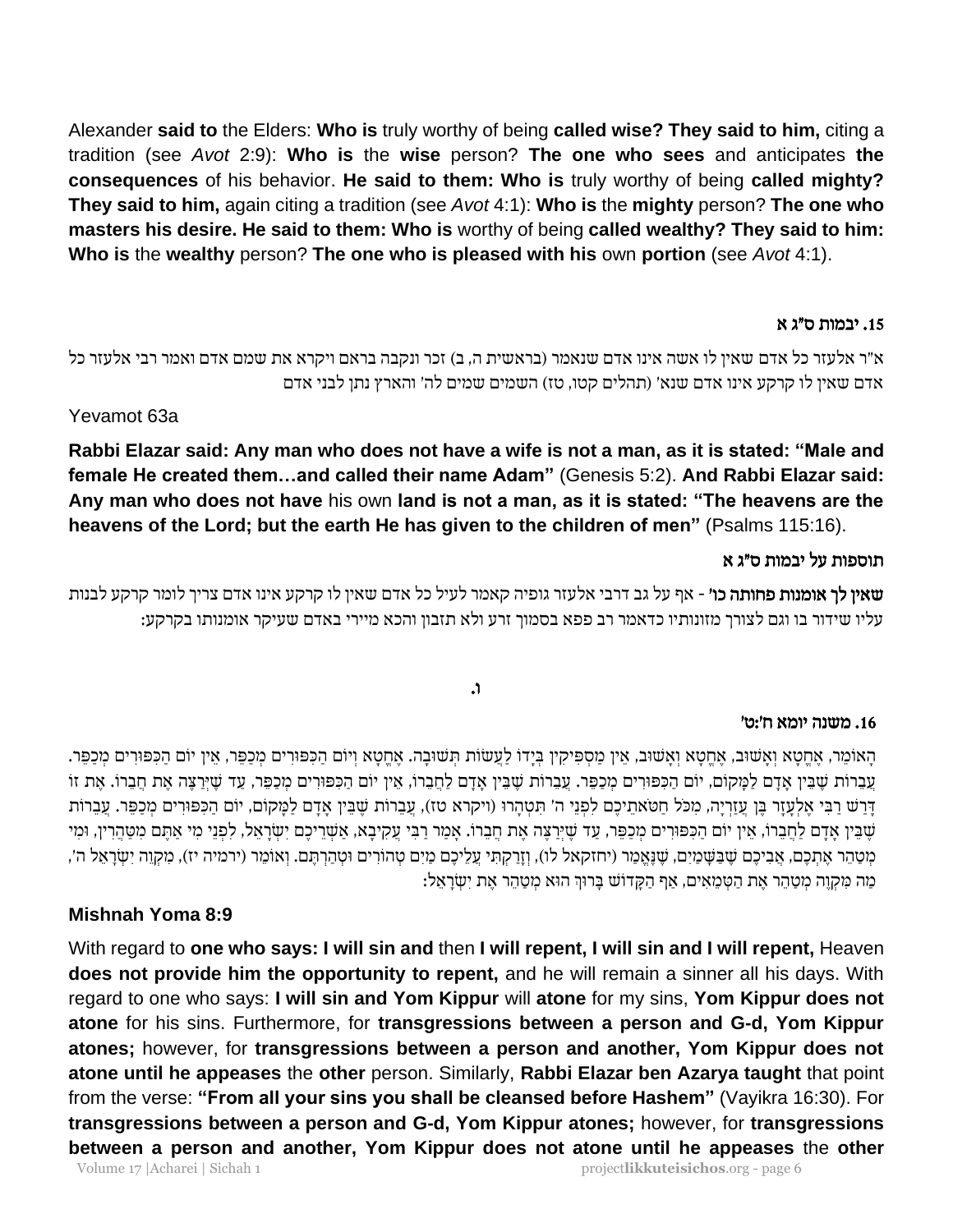Alexander **said to** the Elders: **Who is** truly worthy of being **called wise? They said to him,** citing a tradition (see *Avot* 2:9): **Who is** the **wise** person? **The one who sees** and anticipates **the consequences** of his behavior. **He said to them: Who is** truly worthy of being **called mighty? They said to him,** again citing a tradition (see *Avot* 4:1): **Who is** the **mighty** person? **The one who masters his desire. He said to them: Who is** worthy of being **called wealthy? They said to him: Who is** the **wealthy** person? **The one who is pleased with his** own **portion** (see *Avot* 4:1).

### 15. יבמות ס"ג א

א"ר אלעזר כל אדם שאין לו אשה אינו אדם שנאמר (בראשית ה, ב) זכר ונקבה בראם ויקרא את שמם אדם ואמר רבי אלעזר כל אדם שאין לו קרקע אינו אדם שנא' (תהלים קטו, טז) השמים שמים לה' והארץ נתן לבני אדם

Yevamot 63a

**Rabbi Elazar said: Any man who does not have a wife is not a man, as it is stated: "Male and female He created them…and called their name Adam"** (Genesis 5:2). **And Rabbi Elazar said: Any man who does not have** his own **land is not a man, as it is stated: "The heavens are the heavens of the Lord; but the earth He has given to the children of men"** (Psalms 115:16).

### תוספות על יבמות ס"ג א

**שאין לך אומנות פחותה כו'** - אף על גב דרבי אלעזר גופיה קאמר לעיל כל אדם שאין לו קרקע אינו אדם צריך לומר קרקע לבנות עליו שידור בו וגם לצורך מזונותיו כדאמר רב פפא בסמוך זרע ולא תזבון והכא מיירי באדם שעיקר אומנותו בקרקע:

ו.

### 16. משנה יומא ח':ט'

הָאוֹמֵר, אֶחֱטָא וְאָשׁוּב, אֶחֱטָא וְאָשׁוּב, אֵין מַסְפִּיקִין בְּיָדוֹ לַעֲשׂוֹת תְּשׁוּבָה. אֶחֱטָא וְיוֹם הַכִּפּוּרִים מְכַפֵּר, אֵין יוֹם הַכִּפּוּרִים מְכַפֵּר. עֲבֵרוֹת שֶׁבֵּין אָדָם לַמָּקוֹם, יוֹם הַכִּפּוּרִים מְכַפֵּר. עֲבֵרוֹת שֶׁבֵּין אָדָם לַחֲבֵרוֹ, אֵין יוֹם הַכִּפּוּרִים מְכַפֵּר, עַד שֶׁיְּרַצֶּה אֶת חֲבֵרוֹ. אֶת זוֹ דָּרַשׁ רַבִּי אֶלְעָזָר בֶּן עֲזַרְיָה, מִכֹּל חַטֹּאתֵיכֶם לִפְנֵי ה' תִּטְהָרוּ (ויקרא טז), עֲבֵרוֹת שֶׁבֵּין אָדָם לַמָּקוֹם, יוֹם הַכִּפּוּרִים מְכַפֵּר. עֲבֵרוֹת שֶׁבֵּין אָדָם לַחֲבֵרוֹ, אֵין יוֹם הַכִּפּוּרִים מְכַפֵּר, עַד שֶׁיְּרַצֶּה אֶת חֲבֵרוֹ. אָמַר רַבִּי עֲקִיבָא, אַשְׁרֵיכֶם יִשְׂרָאֵל, לִפְנֵי מִי אַתֶּם מִטַּהֲרִין, וּמִי מְטַהֵר אֶתְכֶם, אֲבִיכֶם שֶׁבַּשָּׁמַיִם, שֶׁנֶּאֱמַר (יחזקאל לו), וְזָרַקְתִּי עֲלֵיכֶם מַיִם טְהוֹרִים וּטְהַרְתֶּם. וְאוֹמֵר (ירמיה יז), מִקְוֵה יִשְׂרָאֵל ה', מַה מִּקְוֶה מְטַהֵר אֶת הַטְּמֵאִים, אַף הַקָּדוֹשׁ בָּרוּךְ הוּא מְטַהֵר אֶת יִשְׂרָאֵל:

**Mishnah Yoma 8:9**

With regard to **one who says: I will sin and** then **I will repent, I will sin and I will repent,** Heaven **does not provide him the opportunity to repent,** and he will remain a sinner all his days. With regard to one who says: **I will sin and Yom Kippur** will **atone** for my sins, **Yom Kippur does not atone** for his sins. Furthermore, for **transgressions between a person and G-d, Yom Kippur atones;** however, for **transgressions between a person and another, Yom Kippur does not atone until he appeases** the **other** person. Similarly, **Rabbi Elazar ben Azarya taught** that point from the verse: **"From all your sins you shall be cleansed before Hashem"** (Vayikra 16:30). For **transgressions between a person and G-d, Yom Kippur atones;** however, for **transgressions between a person and another, Yom Kippur does not atone until he appeases** the **other**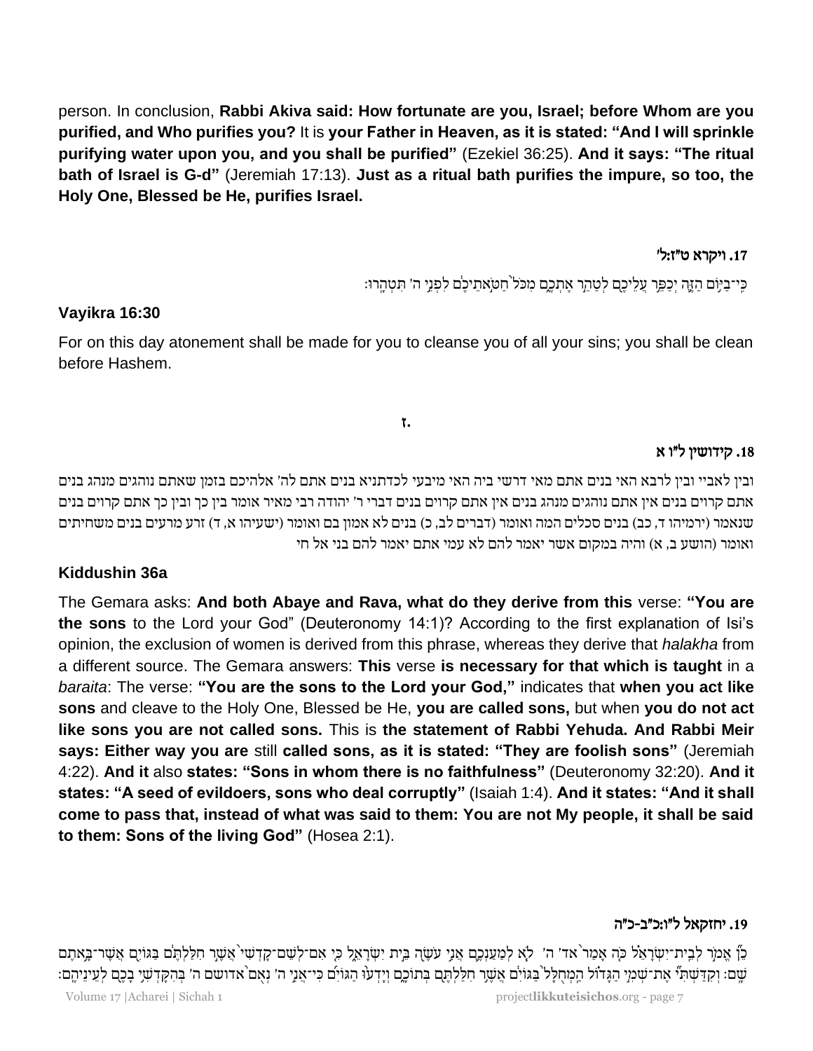person. In conclusion, **Rabbi Akiva said: How fortunate are you, Israel; before Whom are you purified, and Who purifies you?** It is **your Father in Heaven, as it is stated: "And I will sprinkle purifying water upon you, and you shall be purified"** (Ezekiel 36:25). **And it says: "The ritual bath of Israel is G-d"** (Jeremiah 17:13). **Just as a ritual bath purifies the impure, so too, the Holy One, Blessed be He, purifies Israel.**

### 17. ויקרא ט"ז:ל'

כִּֽי־בַיּ֥וֹם הַזֶּ֛ה יְכַפֵּ֥ר עֲלֵיכֶ֖ם לְטַהֵ֣ר אֶתְכֶ֑ם מִכֹּל֙ חַטֹּ֣אתֵיכֶ֔ם לִפְנֵ֥י ה' תִּטְהָֽרוּ׃

**Vayikra 16:30**

For on this day atonement shall be made for you to cleanse you of all your sins; you shall be clean before Hashem.

ז.

### 18. קידושין ל"ו א

ובין לאביי ובין לרבא האי בנים אתם מאי דרשי ביה האי מיבעי לכדתניא בנים אתם לה' אלהיכם בזמן שאתם נוהגים מנהג בנים אתם קרוים בנים אין אתם נוהגים מנהג בנים אין אתם קרוים בנים דברי ר' יהודה רבי מאיר אומר בין כך ובין כך אתם קרוים בנים שנאמר (ירמיהו ד, כב) בנים סכלים המה ואומר (דברים לב, כ) בנים לא אמון בם ואומר (ישעיהו א, ד) זרע מרעים בנים משחיתים ואומר (הושע ב, א) והיה במקום אשר יאמר להם לא עמי אתם יאמר להם בני אל חי

**Kiddushin 36a**

The Gemara asks: **And both Abaye and Rava, what do they derive from this** verse: **"You are the sons** to the Lord your God" (Deuteronomy 14:1)? According to the first explanation of Isi's opinion, the exclusion of women is derived from this phrase, whereas they derive that *halakha* from a different source. The Gemara answers: **This** verse **is necessary for that which is taught** in a *baraita*: The verse: **"You are the sons to the Lord your God,"** indicates that **when you act like sons** and cleave to the Holy One, Blessed be He, **you are called sons,** but when **you do not act like sons you are not called sons.** This is **the statement of Rabbi Yehuda. And Rabbi Meir says: Either way you are** still **called sons, as it is stated: "They are foolish sons"** (Jeremiah 4:22). **And it** also **states: "Sons in whom there is no faithfulness"** (Deuteronomy 32:20). **And it states: "A seed of evildoers, sons who deal corruptly"** (Isaiah 1:4). **And it states: "And it shall come to pass that, instead of what was said to them: You are not My people, it shall be said to them: Sons of the living God"** (Hosea 2:1).

### 19. יחזקאל ל"ו:כ"ב-כ"ה

כֵּן֩ אֱמֹ֨ר לְבֵֽית־יִשְׂרָאֵ֜ל כֹּ֤ה אָמַר֙ אד' ה' לֹ֧א לְמַעַנְכֶ֛ם אֲנִ֥י עֹשֶׂ֖ה בֵּ֣ית יִשְׂרָאֵ֑ל כִּ֤י אִם־לְשֵׁם־קָדְשִׁי֙ אֲשֶׁ֣ר חִלַּלְתֶּ֔ם בַּגּוֹיִ֖ם אֲשֶׁר־בָּ֥אתֶם שָֽׁם׃ וְקִדַּשְׁתִּ֞י אֶת־שְׁמִ֣י הַגָּד֗וֹל הַֽמְחֻלָּל֙ בַּגּוֹיִ֔ם אֲשֶׁ֥ר חִלַּלְתֶּ֖ם בְּתוֹכָ֑ם וְיָדְע֨וּ הַגּוֹיִ֜ם כִּֽי־אֲנִ֣י ה' נְאֻם֙ אדושם ה' בְּהִקָּדְשִׁ֥י בָכֶ֖ם לְעֵינֵיהֶֽם׃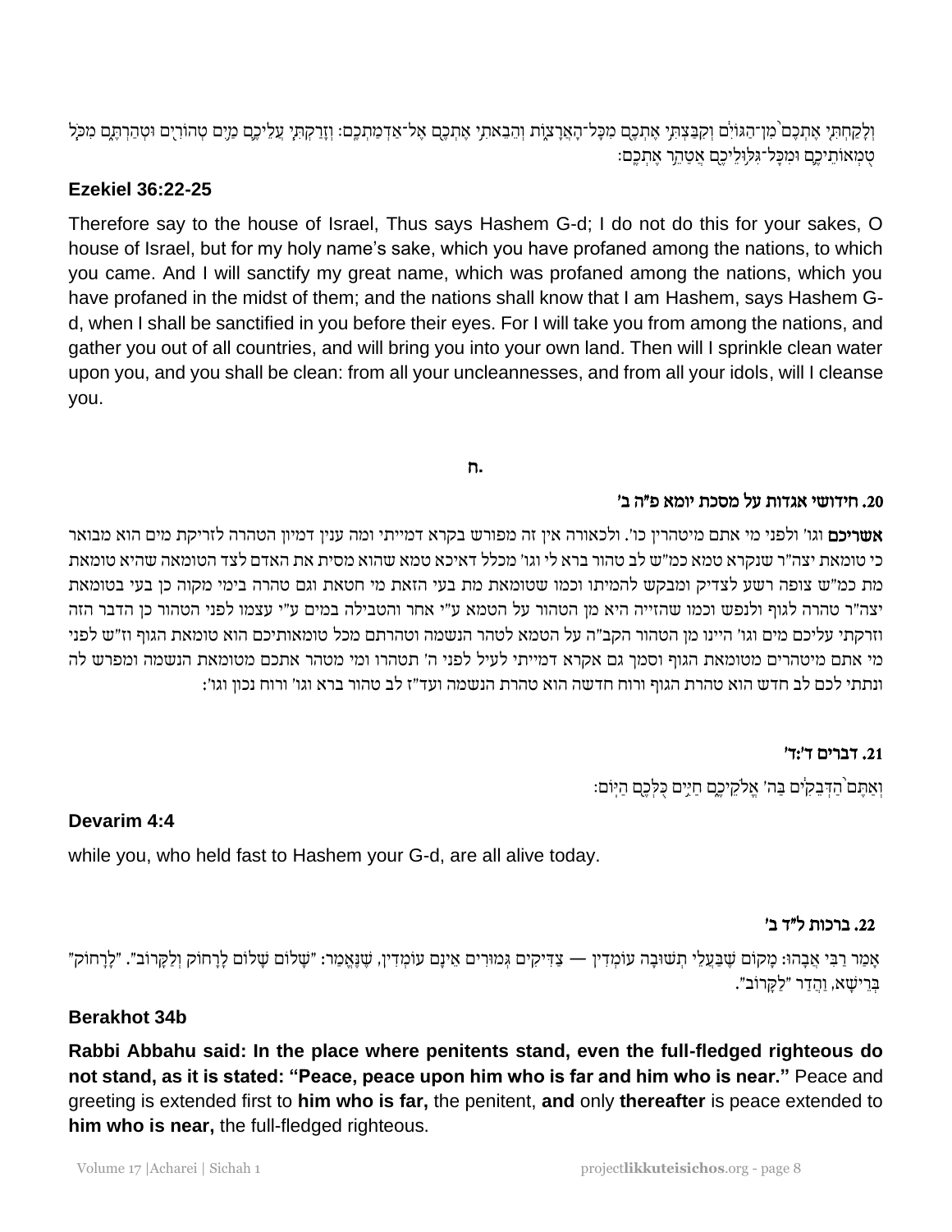וְלָקַחְתִּי אֶתְכֶם֙ מִן־הַגּוֹיִ֔ם וְקִבַּצְתִּ֥י אֶתְכֶ֖ם מִכָּל־הָאֲרָצ֑וֹת וְהֵבֵאתִ֥י אֶתְכֶ֖ם אֶל־אַדְמַתְכֶֽם׃ וְזָרַקְתִּ֧י עֲלֵיכֶ֛ם מַ֥יִם טְהוֹרִ֖ים וּטְהַרְתֶּ֑ם מִכֹּ֧ל טֻמְאוֹתֵיכֶ֛ם וּמִכָּל־גִּלּוּלֵיכֶ֖ם אֲטַהֵ֥ר אֶתְכֶֽם׃

**Ezekiel 36:22-25**

Therefore say to the house of Israel, Thus says Hashem G-d; I do not do this for your sakes, O house of Israel, but for my holy name's sake, which you have profaned among the nations, to which you came. And I will sanctify my great name, which was profaned among the nations, which you have profaned in the midst of them; and the nations shall know that I am Hashem, says Hashem G-d, when I shall be sanctified in you before their eyes. For I will take you from among the nations, and gather you out of all countries, and will bring you into your own land. Then will I sprinkle clean water upon you, and you shall be clean: from all your uncleannesses, and from all your idols, will I cleanse you.

**ח.**

**20. חידושי אגדות על מסכת יומא פ"ה ב'**

**אשריכם** וגו' ולפני מי אתם מיטהרין כו'. ולכאורה אין זה מפורש בקרא דמייתי ומה ענין דמיון הטהרה לזריקת מים הוא מבואר כי טומאת יצה"ר שנקרא טמא כמ"ש לב טהור ברא לי וגו' מכלל דאיכא טמא שהוא מסית את האדם לצד הטומאה שהיא טומאת מת כמ"ש צופה רשע לצדיק ומבקש להמיתו וכמו שטומאת מת בעי הזאת מי חטאת וגם טהרה בימי מקוה כן בעי בטומאת יצה"ר טהרה לגוף ולנפש וכמו שהזייה היא מן הטהור על הטמא ע"י אחר והטבילה במים ע"י עצמו לפני הטהור כן הדבר הזה וזרקתי עליכם מים וגו' היינו מן הטהור הקב"ה על הטמא לטהר הנשמה וטהרתם מכל טומאותיכם הוא טומאת הגוף וז"ש לפני מי אתם מיטהרים מטומאת הגוף וסמך גם אקרא דמייתי לעיל לפני ה' תטהרו ומי מטהר אתכם מטומאת הנשמה ומפרש לה ונתתי לכם לב חדש הוא טהרת הגוף ורוח חדשה הוא טהרת הנשמה ועד"ז לב טהור ברא וגו' ורוח נכון וגו':

**21. דברים ד':ד'**

וְאַתֶּם֙ הַדְּבֵקִ֔ים בַּה' אֱלֹקֵיכֶ֑ם חַיִּ֥ים כֻּלְּכֶ֖ם הַיּֽוֹם׃

**Devarim 4:4**

while you, who held fast to Hashem your G-d, are all alive today.

**22. ברכות ל"ד ב'**

אָמַר רַבִּי אֲבָהוּ: מָקוֹם שֶׁבַּעֲלֵי תְשׁוּבָה עוֹמְדִין — צַדִּיקִים גְּמוּרִים אֵינָם עוֹמְדִין, שֶׁנֶּאֱמַר: "שָׁלוֹם שָׁלוֹם לָרָחוֹק וְלַקָּרוֹב". "לָרָחוֹק" בְּרֵישָׁא, וַהֲדַר "לַקָּרוֹב".

**Berakhot 34b**

**Rabbi Abbahu said: In the place where penitents stand, even the full-fledged righteous do not stand, as it is stated: "Peace, peace upon him who is far and him who is near."** Peace and greeting is extended first to **him who is far,** the penitent, **and** only **thereafter** is peace extended to **him who is near,** the full-fledged righteous.